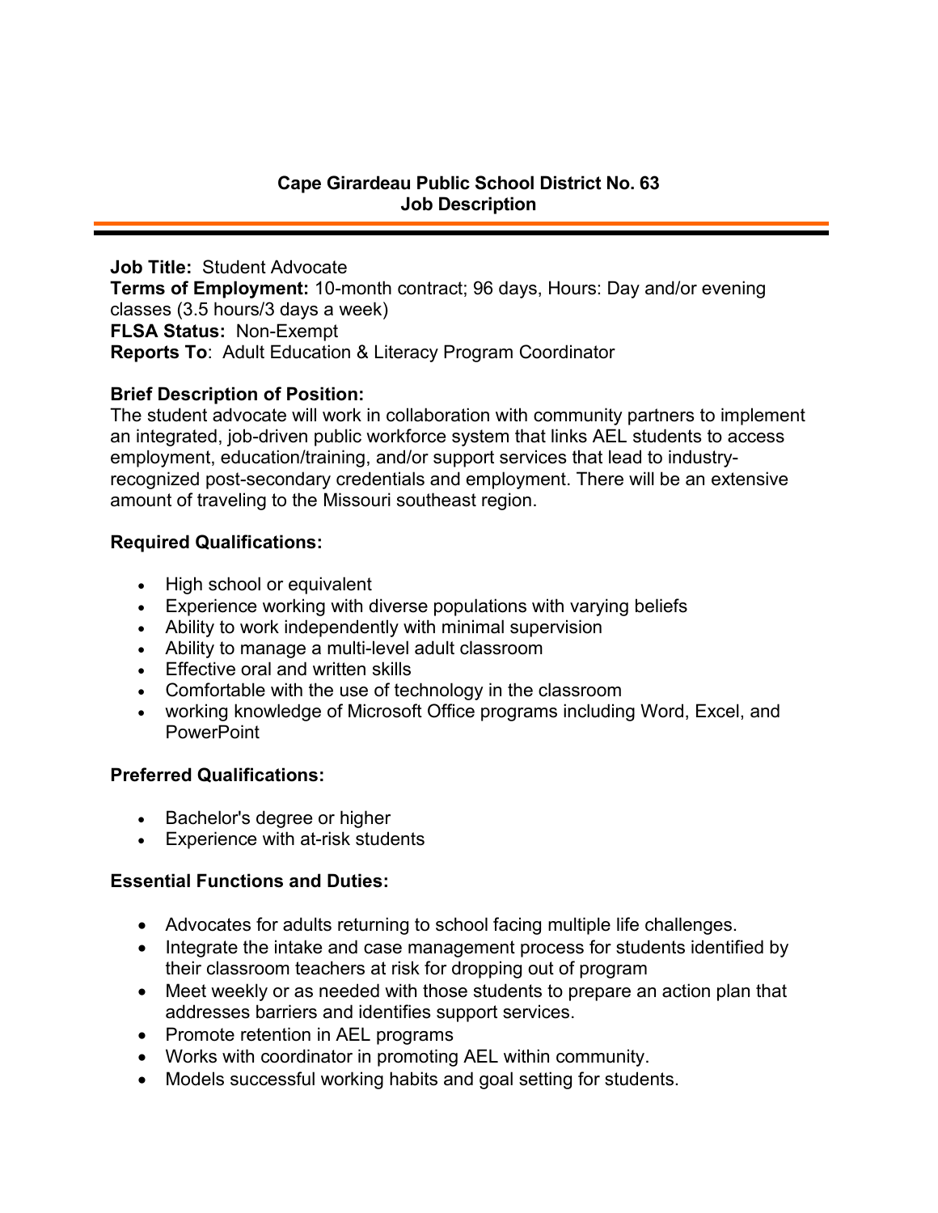# Cape Girardeau Public School District No. 63
## Job Description

**Job Title:** Student Advocate
**Terms of Employment:** 10-month contract; 96 days, Hours: Day and/or evening classes (3.5 hours/3 days a week)
**FLSA Status:** Non-Exempt
**Reports To**: Adult Education & Literacy Program Coordinator

**Brief Description of Position:**
The student advocate will work in collaboration with community partners to implement an integrated, job-driven public workforce system that links AEL students to access employment, education/training, and/or support services that lead to industry-recognized post-secondary credentials and employment. There will be an extensive amount of traveling to the Missouri southeast region.

**Required Qualifications:**

- High school or equivalent
- Experience working with diverse populations with varying beliefs
- Ability to work independently with minimal supervision
- Ability to manage a multi-level adult classroom
- Effective oral and written skills
- Comfortable with the use of technology in the classroom
- working knowledge of Microsoft Office programs including Word, Excel, and PowerPoint

**Preferred Qualifications:**

- Bachelor's degree or higher
- Experience with at-risk students

**Essential Functions and Duties:**

- Advocates for adults returning to school facing multiple life challenges.
- Integrate the intake and case management process for students identified by their classroom teachers at risk for dropping out of program
- Meet weekly or as needed with those students to prepare an action plan that addresses barriers and identifies support services.
- Promote retention in AEL programs
- Works with coordinator in promoting AEL within community.
- Models successful working habits and goal setting for students.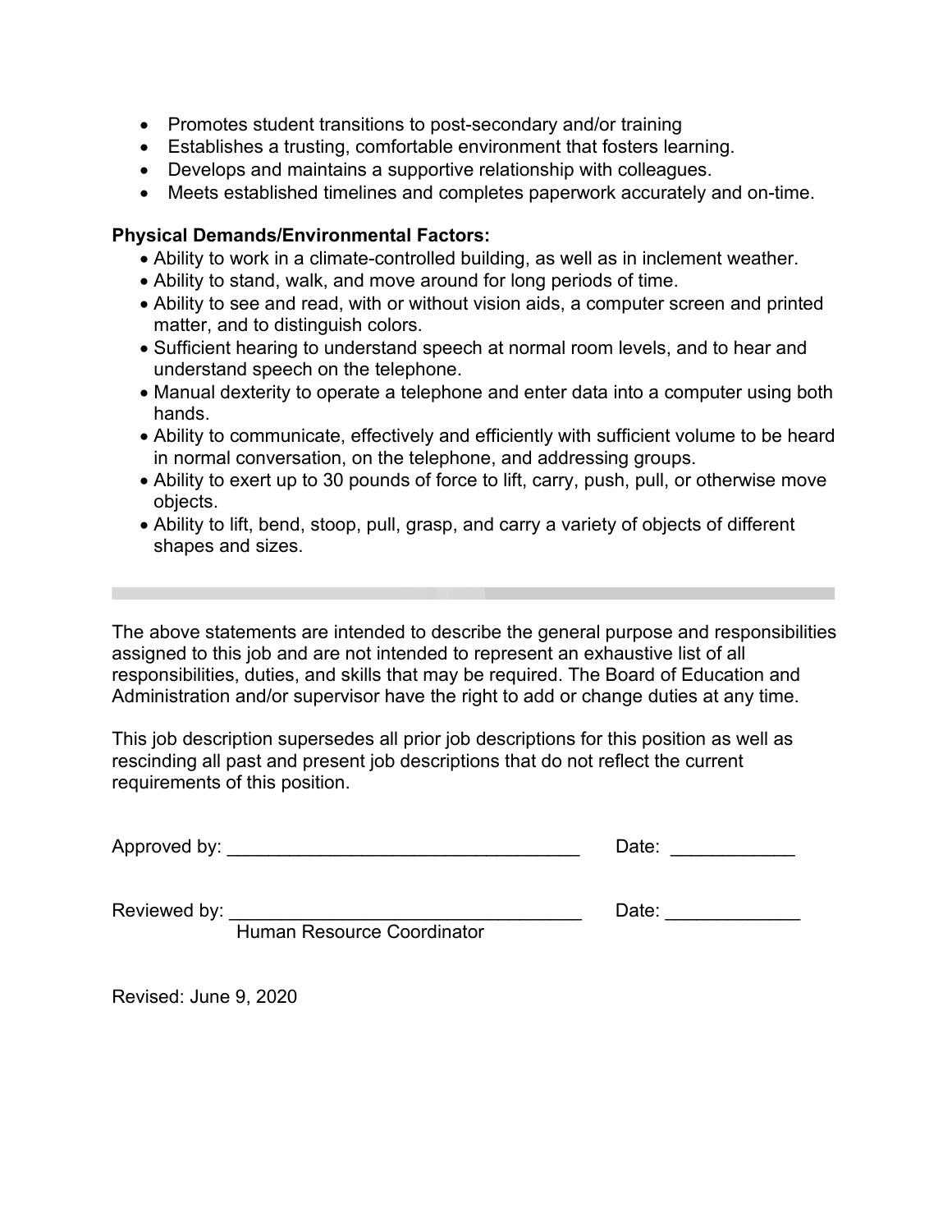- Promotes student transitions to post-secondary and/or training
- Establishes a trusting, comfortable environment that fosters learning.
- Develops and maintains a supportive relationship with colleagues.
- Meets established timelines and completes paperwork accurately and on-time.

**Physical Demands/Environmental Factors:**

- Ability to work in a climate-controlled building, as well as in inclement weather.
- Ability to stand, walk, and move around for long periods of time.
- Ability to see and read, with or without vision aids, a computer screen and printed matter, and to distinguish colors.
- Sufficient hearing to understand speech at normal room levels, and to hear and understand speech on the telephone.
- Manual dexterity to operate a telephone and enter data into a computer using both hands.
- Ability to communicate, effectively and efficiently with sufficient volume to be heard in normal conversation, on the telephone, and addressing groups.
- Ability to exert up to 30 pounds of force to lift, carry, push, pull, or otherwise move objects.
- Ability to lift, bend, stoop, pull, grasp, and carry a variety of objects of different shapes and sizes.

---

The above statements are intended to describe the general purpose and responsibilities assigned to this job and are not intended to represent an exhaustive list of all responsibilities, duties, and skills that may be required. The Board of Education and Administration and/or supervisor have the right to add or change duties at any time.

This job description supersedes all prior job descriptions for this position as well as rescinding all past and present job descriptions that do not reflect the current requirements of this position.

Approved by: ___________________________________ Date: ____________

Reviewed by: ___________________________________ Date: _____________
Human Resource Coordinator

Revised: June 9, 2020